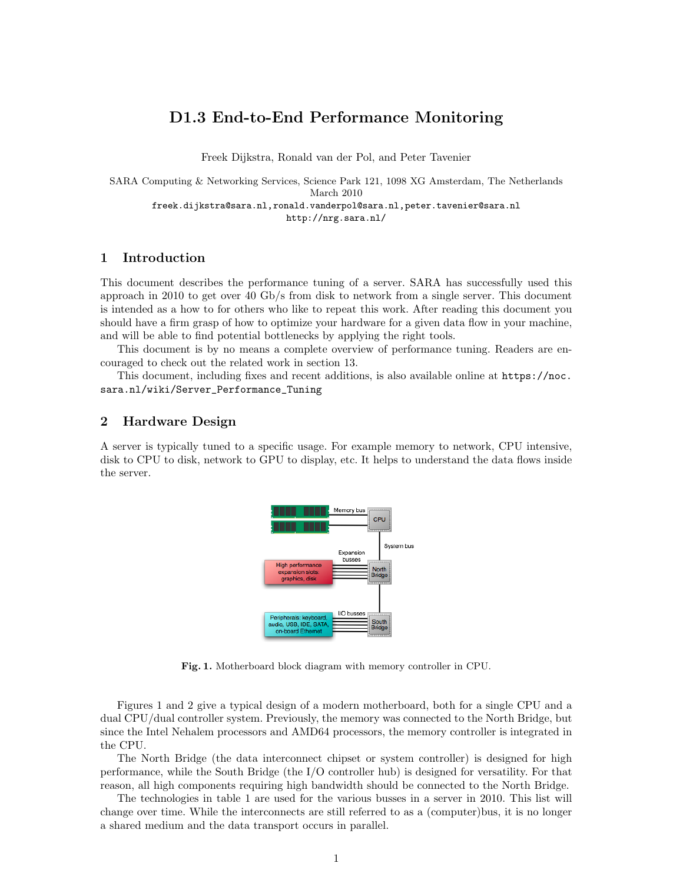# D1.3 End-to-End Performance Monitoring

Freek Dijkstra, Ronald van der Pol, and Peter Tavenier

SARA Computing & Networking Services, Science Park 121, 1098 XG Amsterdam, The Netherlands
March 2010
freek.dijkstra@sara.nl,ronald.vanderpol@sara.nl,peter.tavenier@sara.nl
http://nrg.sara.nl/

## 1 Introduction

This document describes the performance tuning of a server. SARA has successfully used this approach in 2010 to get over 40 Gb/s from disk to network from a single server. This document is intended as a how to for others who like to repeat this work. After reading this document you should have a firm grasp of how to optimize your hardware for a given data flow in your machine, and will be able to find potential bottlenecks by applying the right tools.

This document is by no means a complete overview of performance tuning. Readers are encouraged to check out the related work in section 13.

This document, including fixes and recent additions, is also available online at https://noc.sara.nl/wiki/Server_Performance_Tuning

## 2 Hardware Design

A server is typically tuned to a specific usage. For example memory to network, CPU intensive, disk to CPU to disk, network to GPU to display, etc. It helps to understand the data flows inside the server.

**Fig. 1.** Motherboard block diagram with memory controller in CPU.

Figures 1 and 2 give a typical design of a modern motherboard, both for a single CPU and a dual CPU/dual controller system. Previously, the memory was connected to the North Bridge, but since the Intel Nehalem processors and AMD64 processors, the memory controller is integrated in the CPU.

The North Bridge (the data interconnect chipset or system controller) is designed for high performance, while the South Bridge (the I/O controller hub) is designed for versatility. For that reason, all high components requiring high bandwidth should be connected to the North Bridge.

The technologies in table 1 are used for the various busses in a server in 2010. This list will change over time. While the interconnects are still referred to as a (computer)bus, it is no longer a shared medium and the data transport occurs in parallel.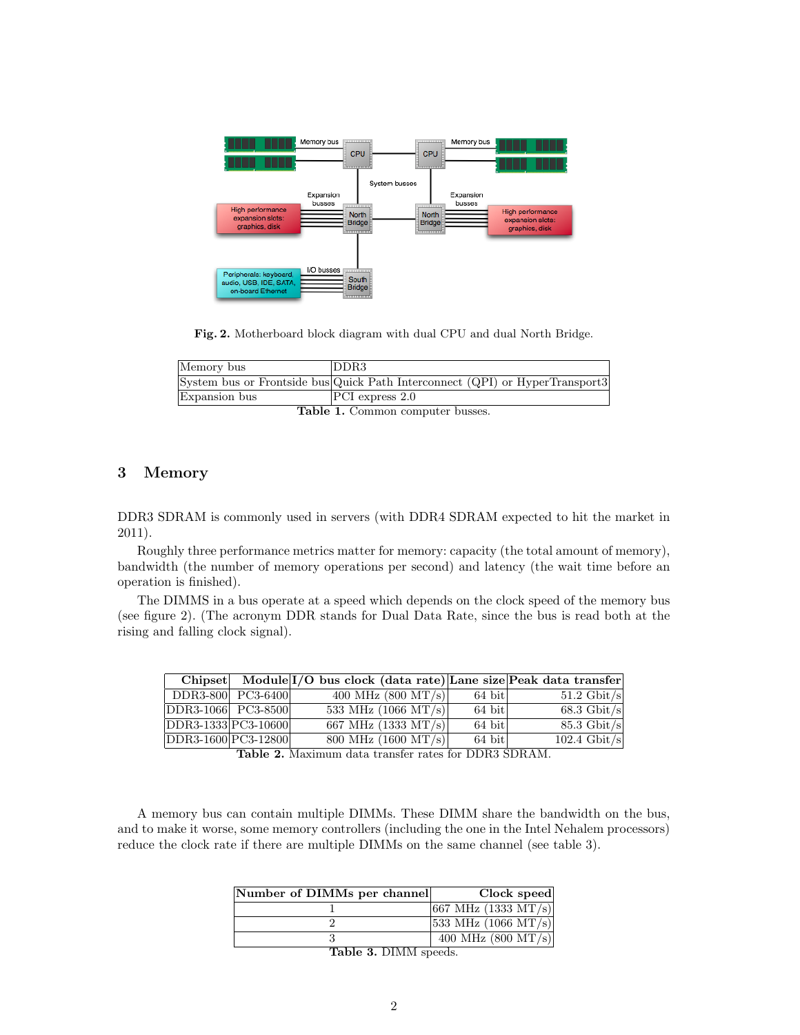**Fig. 2.** Motherboard block diagram with dual CPU and dual North Bridge.

| Memory bus | DDR3 |
|---|---|
| System bus or Frontside bus | Quick Path Interconnect (QPI) or HyperTransport3 |
| Expansion bus | PCI express 2.0 |

**Table 1.** Common computer busses.

## 3 Memory

DDR3 SDRAM is commonly used in servers (with DDR4 SDRAM expected to hit the market in 2011).

Roughly three performance metrics matter for memory: capacity (the total amount of memory), bandwidth (the number of memory operations per second) and latency (the wait time before an operation is finished).

The DIMMS in a bus operate at a speed which depends on the clock speed of the memory bus (see figure 2). (The acronym DDR stands for Dual Data Rate, since the bus is read both at the rising and falling clock signal).

| Chipset | Module | I/O bus clock (data rate) | Lane size | Peak data transfer |
|---|---|---|---|---|
| DDR3-800 | PC3-6400 | 400 MHz (800 MT/s) | 64 bit | 51.2 Gbit/s |
| DDR3-1066 | PC3-8500 | 533 MHz (1066 MT/s) | 64 bit | 68.3 Gbit/s |
| DDR3-1333 | PC3-10600 | 667 MHz (1333 MT/s) | 64 bit | 85.3 Gbit/s |
| DDR3-1600 | PC3-12800 | 800 MHz (1600 MT/s) | 64 bit | 102.4 Gbit/s |

**Table 2.** Maximum data transfer rates for DDR3 SDRAM.

A memory bus can contain multiple DIMMs. These DIMM share the bandwidth on the bus, and to make it worse, some memory controllers (including the one in the Intel Nehalem processors) reduce the clock rate if there are multiple DIMMs on the same channel (see table 3).

| Number of DIMMs per channel | Clock speed |
|---|---|
| 1 | 667 MHz (1333 MT/s) |
| 2 | 533 MHz (1066 MT/s) |
| 3 | 400 MHz (800 MT/s) |

**Table 3.** DIMM speeds.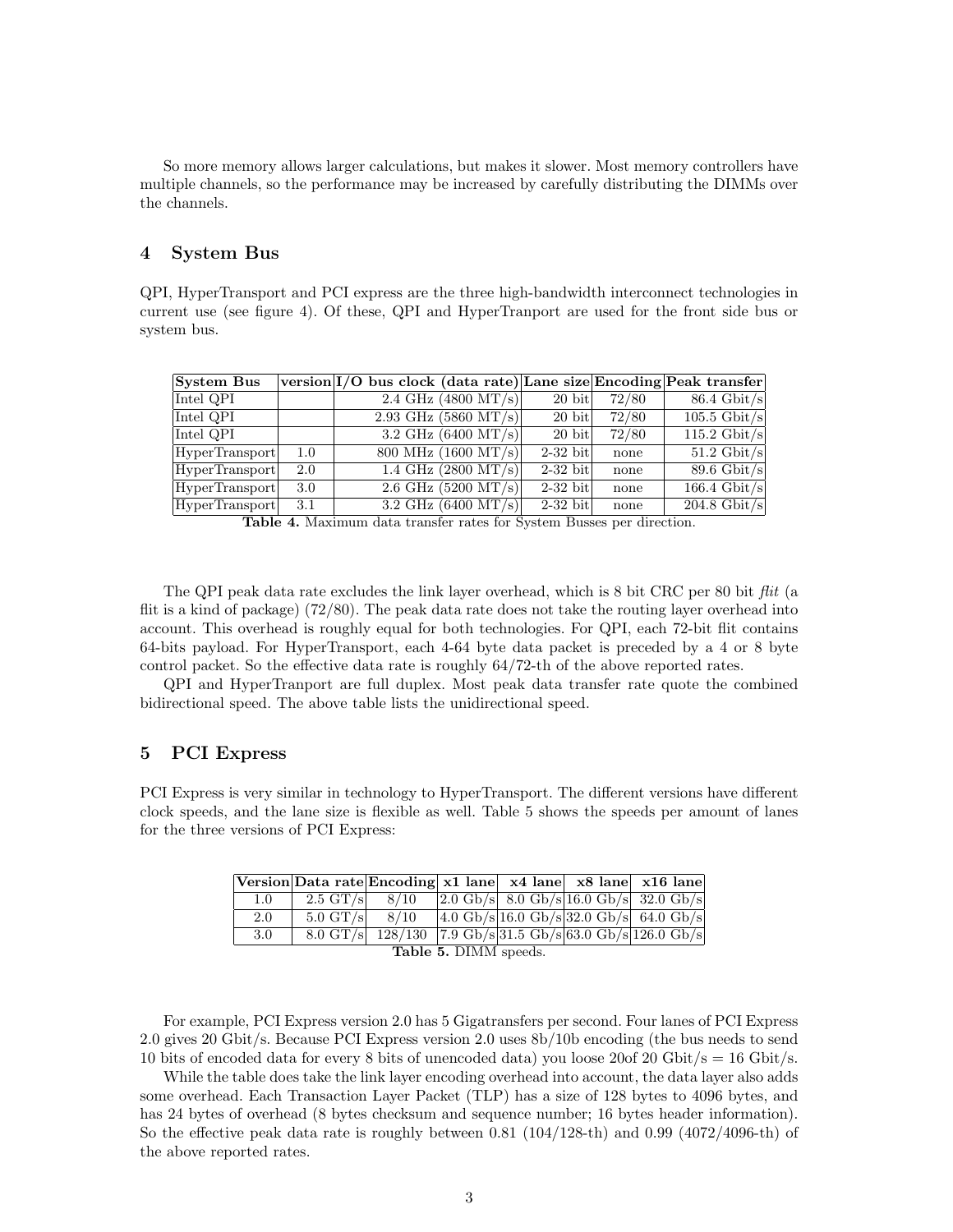So more memory allows larger calculations, but makes it slower. Most memory controllers have multiple channels, so the performance may be increased by carefully distributing the DIMMs over the channels.

## 4 System Bus

QPI, HyperTransport and PCI express are the three high-bandwidth interconnect technologies in current use (see figure 4). Of these, QPI and HyperTranport are used for the front side bus or system bus.

| System Bus | version | I/O bus clock (data rate) | Lane size | Encoding | Peak transfer |
|---|---|---|---|---|---|
| Intel QPI | | 2.4 GHz (4800 MT/s) | 20 bit | 72/80 | 86.4 Gbit/s |
| Intel QPI | | 2.93 GHz (5860 MT/s) | 20 bit | 72/80 | 105.5 Gbit/s |
| Intel QPI | | 3.2 GHz (6400 MT/s) | 20 bit | 72/80 | 115.2 Gbit/s |
| HyperTransport | 1.0 | 800 MHz (1600 MT/s) | 2-32 bit | none | 51.2 Gbit/s |
| HyperTransport | 2.0 | 1.4 GHz (2800 MT/s) | 2-32 bit | none | 89.6 Gbit/s |
| HyperTransport | 3.0 | 2.6 GHz (5200 MT/s) | 2-32 bit | none | 166.4 Gbit/s |
| HyperTransport | 3.1 | 3.2 GHz (6400 MT/s) | 2-32 bit | none | 204.8 Gbit/s |

**Table 4.** Maximum data transfer rates for System Busses per direction.

The QPI peak data rate excludes the link layer overhead, which is 8 bit CRC per 80 bit *flit* (a flit is a kind of package) (72/80). The peak data rate does not take the routing layer overhead into account. This overhead is roughly equal for both technologies. For QPI, each 72-bit flit contains 64-bits payload. For HyperTransport, each 4-64 byte data packet is preceded by a 4 or 8 byte control packet. So the effective data rate is roughly 64/72-th of the above reported rates.

QPI and HyperTranport are full duplex. Most peak data transfer rate quote the combined bidirectional speed. The above table lists the unidirectional speed.

## 5 PCI Express

PCI Express is very similar in technology to HyperTransport. The different versions have different clock speeds, and the lane size is flexible as well. Table 5 shows the speeds per amount of lanes for the three versions of PCI Express:

| Version | Data rate | Encoding | x1 lane | x4 lane | x8 lane | x16 lane |
|---|---|---|---|---|---|---|
| 1.0 | 2.5 GT/s | 8/10 | 2.0 Gb/s | 8.0 Gb/s | 16.0 Gb/s | 32.0 Gb/s |
| 2.0 | 5.0 GT/s | 8/10 | 4.0 Gb/s | 16.0 Gb/s | 32.0 Gb/s | 64.0 Gb/s |
| 3.0 | 8.0 GT/s | 128/130 | 7.9 Gb/s | 31.5 Gb/s | 63.0 Gb/s | 126.0 Gb/s |

**Table 5.** DIMM speeds.

For example, PCI Express version 2.0 has 5 Gigatransfers per second. Four lanes of PCI Express 2.0 gives 20 Gbit/s. Because PCI Express version 2.0 uses 8b/10b encoding (the bus needs to send 10 bits of encoded data for every 8 bits of unencoded data) you loose 20of 20 Gbit/s = 16 Gbit/s.

While the table does take the link layer encoding overhead into account, the data layer also adds some overhead. Each Transaction Layer Packet (TLP) has a size of 128 bytes to 4096 bytes, and has 24 bytes of overhead (8 bytes checksum and sequence number; 16 bytes header information). So the effective peak data rate is roughly between 0.81 (104/128-th) and 0.99 (4072/4096-th) of the above reported rates.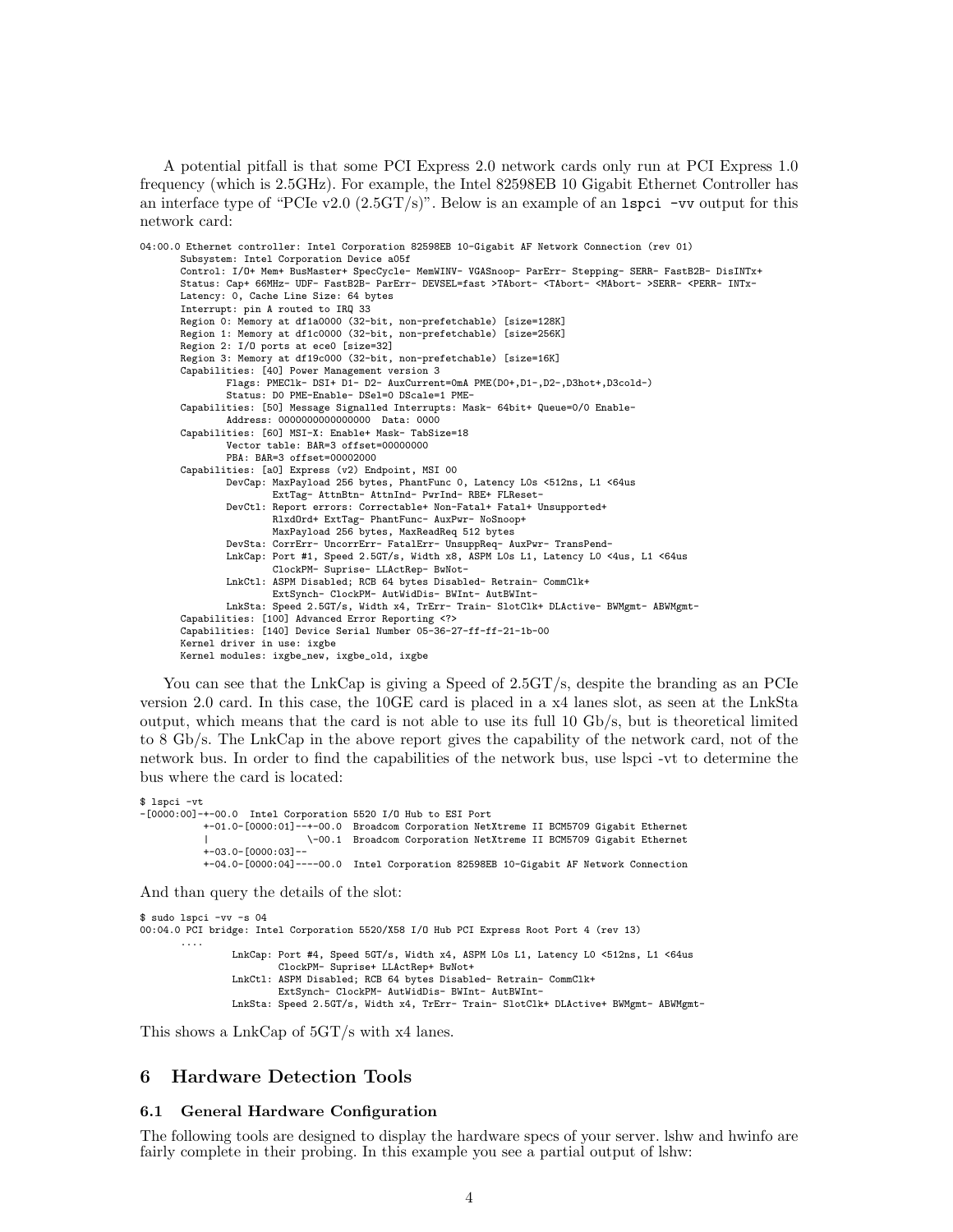A potential pitfall is that some PCI Express 2.0 network cards only run at PCI Express 1.0 frequency (which is 2.5GHz). For example, the Intel 82598EB 10 Gigabit Ethernet Controller has an interface type of "PCIe v2.0 (2.5GT/s)". Below is an example of an `lspci -vv` output for this network card:

```
04:00.0 Ethernet controller: Intel Corporation 82598EB 10-Gigabit AF Network Connection (rev 01)
        Subsystem: Intel Corporation Device a05f
        Control: I/O+ Mem+ BusMaster+ SpecCycle- MemWINV- VGASnoop- ParErr- Stepping- SERR- FastB2B- DisINTx+
        Status: Cap+ 66MHz- UDF- FastB2B- ParErr- DEVSEL=fast >TAbort- <TAbort- <MAbort- >SERR- <PERR- INTx-
        Latency: 0, Cache Line Size: 64 bytes
        Interrupt: pin A routed to IRQ 33
        Region 0: Memory at df1a0000 (32-bit, non-prefetchable) [size=128K]
        Region 1: Memory at df1c0000 (32-bit, non-prefetchable) [size=256K]
        Region 2: I/O ports at ece0 [size=32]
        Region 3: Memory at df19c000 (32-bit, non-prefetchable) [size=16K]
        Capabilities: [40] Power Management version 3
                Flags: PMEClk- DSI+ D1- D2- AuxCurrent=0mA PME(D0+,D1-,D2-,D3hot+,D3cold-)
                Status: D0 PME-Enable- DSel=0 DScale=1 PME-
        Capabilities: [50] Message Signalled Interrupts: Mask- 64bit+ Queue=0/0 Enable-
                Address: 0000000000000000  Data: 0000
        Capabilities: [60] MSI-X: Enable+ Mask- TabSize=18
                Vector table: BAR=3 offset=00000000
                PBA: BAR=3 offset=00002000
        Capabilities: [a0] Express (v2) Endpoint, MSI 00
                DevCap: MaxPayload 256 bytes, PhantFunc 0, Latency L0s <512ns, L1 <64us
                        ExtTag- AttnBtn- AttnInd- PwrInd- RBE+ FLReset-
                DevCtl: Report errors: Correctable+ Non-Fatal+ Fatal+ Unsupported+
                        RlxdOrd+ ExtTag- PhantFunc- AuxPwr- NoSnoop+
                        MaxPayload 256 bytes, MaxReadReq 512 bytes
                DevSta: CorrErr- UncorrErr- FatalErr- UnsuppReq- AuxPwr- TransPend-
                LnkCap: Port #1, Speed 2.5GT/s, Width x8, ASPM L0s L1, Latency L0 <4us, L1 <64us
                        ClockPM- Suprise- LLActRep- BwNot-
                LnkCtl: ASPM Disabled; RCB 64 bytes Disabled- Retrain- CommClk+
                        ExtSynch- ClockPM- AutWidDis- BWInt- AutBWInt-
                LnkSta: Speed 2.5GT/s, Width x4, TrErr- Train- SlotClk+ DLActive- BWMgmt- ABWMgmt-
        Capabilities: [100] Advanced Error Reporting <?>
        Capabilities: [140] Device Serial Number 05-36-27-ff-ff-21-1b-00
        Kernel driver in use: ixgbe
        Kernel modules: ixgbe_new, ixgbe_old, ixgbe
```

You can see that the LnkCap is giving a Speed of 2.5GT/s, despite the branding as an PCIe version 2.0 card. In this case, the 10GE card is placed in a x4 lanes slot, as seen at the LnkSta output, which means that the card is not able to use its full 10 Gb/s, but is theoretical limited to 8 Gb/s. The LnkCap in the above report gives the capability of the network card, not of the network bus. In order to find the capabilities of the network bus, use lspci -vt to determine the bus where the card is located:

```
$ lspci -vt
-[0000:00]-+-00.0  Intel Corporation 5520 I/O Hub to ESI Port
           +-01.0-[0000:01]--+-00.0  Broadcom Corporation NetXtreme II BCM5709 Gigabit Ethernet
           |                 \-00.1  Broadcom Corporation NetXtreme II BCM5709 Gigabit Ethernet
           +-03.0-[0000:03]--
           +-04.0-[0000:04]----00.0  Intel Corporation 82598EB 10-Gigabit AF Network Connection
```

And than query the details of the slot:

```
$ sudo lspci -vv -s 04
00:04.0 PCI bridge: Intel Corporation 5520/X58 I/O Hub PCI Express Root Port 4 (rev 13)
        ....
                LnkCap: Port #4, Speed 5GT/s, Width x4, ASPM L0s L1, Latency L0 <512ns, L1 <64us
                        ClockPM- Suprise+ LLActRep+ BwNot+
                LnkCtl: ASPM Disabled; RCB 64 bytes Disabled- Retrain- CommClk+
                        ExtSynch- ClockPM- AutWidDis- BWInt- AutBWInt-
                LnkSta: Speed 2.5GT/s, Width x4, TrErr- Train- SlotClk+ DLActive+ BWMgmt- ABWMgmt-
```

This shows a LnkCap of 5GT/s with x4 lanes.

## 6 Hardware Detection Tools

### 6.1 General Hardware Configuration

The following tools are designed to display the hardware specs of your server. lshw and hwinfo are fairly complete in their probing. In this example you see a partial output of lshw: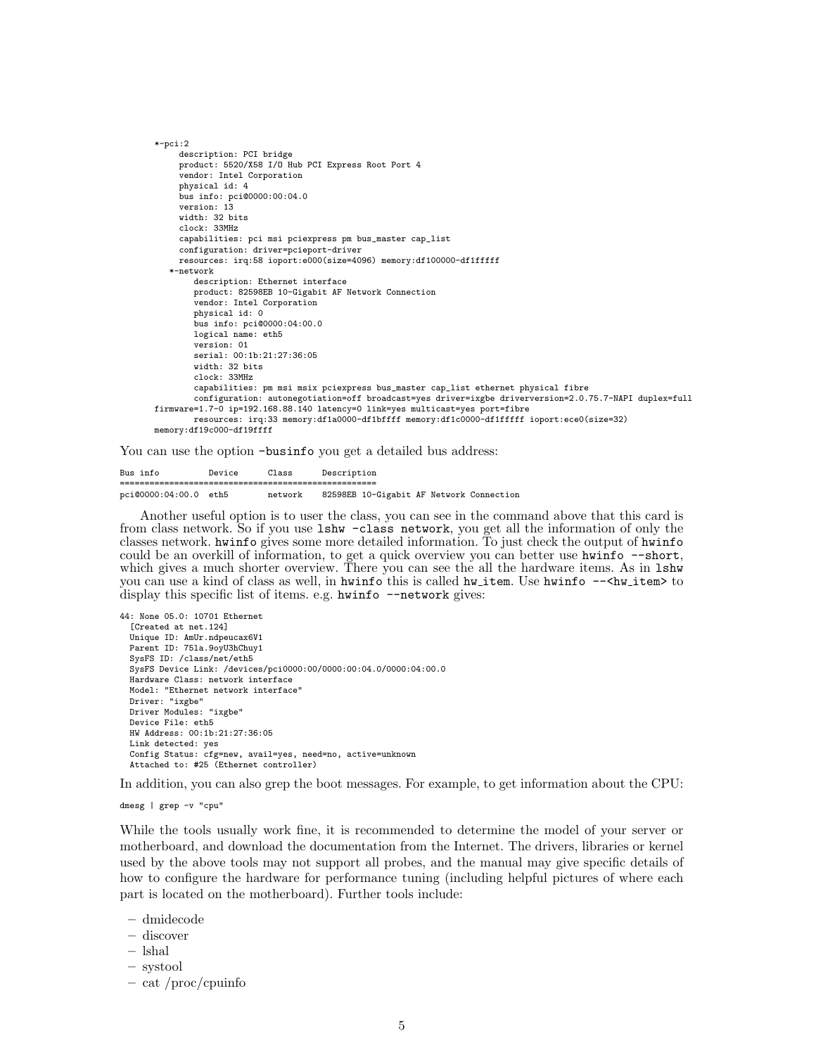```
*-pci:2
     description: PCI bridge
     product: 5520/X58 I/O Hub PCI Express Root Port 4
     vendor: Intel Corporation
     physical id: 4
     bus info: pci@0000:00:04.0
     version: 13
     width: 32 bits
     clock: 33MHz
     capabilities: pci msi pciexpress pm bus_master cap_list
     configuration: driver=pcieport-driver
     resources: irq:58 ioport:e000(size=4096) memory:df100000-df1fffff
   *-network
        description: Ethernet interface
        product: 82598EB 10-Gigabit AF Network Connection
        vendor: Intel Corporation
        physical id: 0
        bus info: pci@0000:04:00.0
        logical name: eth5
        version: 01
        serial: 00:1b:21:27:36:05
        width: 32 bits
        clock: 33MHz
        capabilities: pm msi msix pciexpress bus_master cap_list ethernet physical fibre
        configuration: autonegotiation=off broadcast=yes driver=ixgbe driverversion=2.0.75.7-NAPI duplex=full
firmware=1.7-0 ip=192.168.88.140 latency=0 link=yes multicast=yes port=fibre
        resources: irq:33 memory:df1a0000-df1bffff memory:df1c0000-df1fffff ioport:ece0(size=32)
memory:df19c000-df19ffff
```

You can use the option `-businfo` you get a detailed bus address:

```
Bus info          Device      Class      Description
====================================================
pci@0000:04:00.0  eth5        network    82598EB 10-Gigabit AF Network Connection
```

Another useful option is to user the class, you can see in the command above that this card is from class network. So if you use `lshw -class network`, you get all the information of only the classes network. `hwinfo` gives some more detailed information. To just check the output of `hwinfo` could be an overkill of information, to get a quick overview you can better use `hwinfo --short`, which gives a much shorter overview. There you can see the all the hardware items. As in `lshw` you can use a kind of class as well, in `hwinfo` this is called `hw_item`. Use `hwinfo --<hw_item>` to display this specific list of items. e.g. `hwinfo --network` gives:

```
44: None 05.0: 10701 Ethernet
  [Created at net.124]
  Unique ID: AmUr.ndpeucax6V1
  Parent ID: 75la.9oyU3hChuy1
  SysFS ID: /class/net/eth5
  SysFS Device Link: /devices/pci0000:00/0000:00:04.0/0000:04:00.0
  Hardware Class: network interface
  Model: "Ethernet network interface"
  Driver: "ixgbe"
  Driver Modules: "ixgbe"
  Device File: eth5
  HW Address: 00:1b:21:27:36:05
  Link detected: yes
  Config Status: cfg=new, avail=yes, need=no, active=unknown
  Attached to: #25 (Ethernet controller)
```

In addition, you can also grep the boot messages. For example, to get information about the CPU:

```
dmesg | grep -v "cpu"
```

While the tools usually work fine, it is recommended to determine the model of your server or motherboard, and download the documentation from the Internet. The drivers, libraries or kernel used by the above tools may not support all probes, and the manual may give specific details of how to configure the hardware for performance tuning (including helpful pictures of where each part is located on the motherboard). Further tools include:

- dmidecode
- discover
- lshal
- systool
- cat /proc/cpuinfo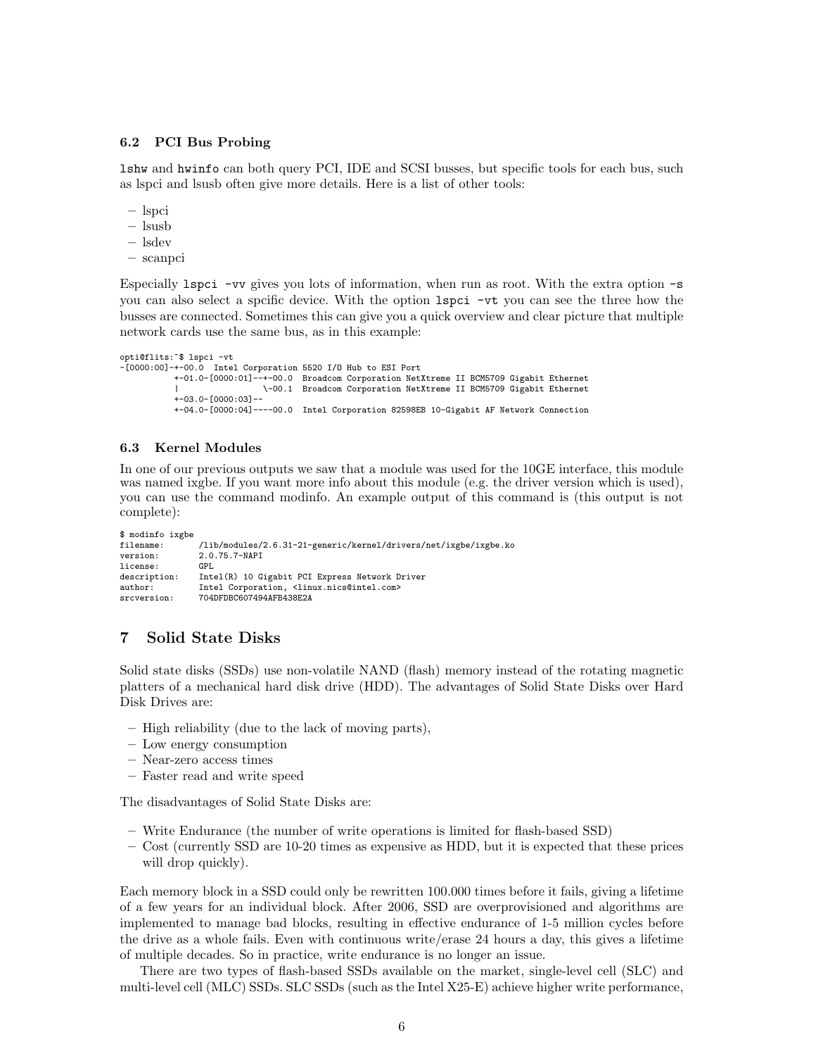### 6.2 PCI Bus Probing

`lshw` and `hwinfo` can both query PCI, IDE and SCSI busses, but specific tools for each bus, such as lspci and lsusb often give more details. Here is a list of other tools:

- lspci
- lsusb
- lsdev
- scanpci

Especially `lspci -vv` gives you lots of information, when run as root. With the extra option `-s` you can also select a spcific device. With the option `lspci -vt` you can see the three how the busses are connected. Sometimes this can give you a quick overview and clear picture that multiple network cards use the same bus, as in this example:

```
opti@flits:~$ lspci -vt
-[0000:00]-+-00.0  Intel Corporation 5520 I/O Hub to ESI Port
           +-01.0-[0000:01]--+-00.0  Broadcom Corporation NetXtreme II BCM5709 Gigabit Ethernet
           |                 \-00.1  Broadcom Corporation NetXtreme II BCM5709 Gigabit Ethernet
           +-03.0-[0000:03]--
           +-04.0-[0000:04]----00.0  Intel Corporation 82598EB 10-Gigabit AF Network Connection
```

### 6.3 Kernel Modules

In one of our previous outputs we saw that a module was used for the 10GE interface, this module was named ixgbe. If you want more info about this module (e.g. the driver version which is used), you can use the command modinfo. An example output of this command is (this output is not complete):

```
$ modinfo ixgbe
filename:       /lib/modules/2.6.31-21-generic/kernel/drivers/net/ixgbe/ixgbe.ko
version:        2.0.75.7-NAPI
license:        GPL
description:    Intel(R) 10 Gigabit PCI Express Network Driver
author:         Intel Corporation, <linux.nics@intel.com>
srcversion:     704DFDBC607494AFB438E2A
```

## 7 Solid State Disks

Solid state disks (SSDs) use non-volatile NAND (flash) memory instead of the rotating magnetic platters of a mechanical hard disk drive (HDD). The advantages of Solid State Disks over Hard Disk Drives are:

- High reliability (due to the lack of moving parts),
- Low energy consumption
- Near-zero access times
- Faster read and write speed

The disadvantages of Solid State Disks are:

- Write Endurance (the number of write operations is limited for flash-based SSD)
- Cost (currently SSD are 10-20 times as expensive as HDD, but it is expected that these prices will drop quickly).

Each memory block in a SSD could only be rewritten 100.000 times before it fails, giving a lifetime of a few years for an individual block. After 2006, SSD are overprovisioned and algorithms are implemented to manage bad blocks, resulting in effective endurance of 1-5 million cycles before the drive as a whole fails. Even with continuous write/erase 24 hours a day, this gives a lifetime of multiple decades. So in practice, write endurance is no longer an issue.

There are two types of flash-based SSDs available on the market, single-level cell (SLC) and multi-level cell (MLC) SSDs. SLC SSDs (such as the Intel X25-E) achieve higher write performance,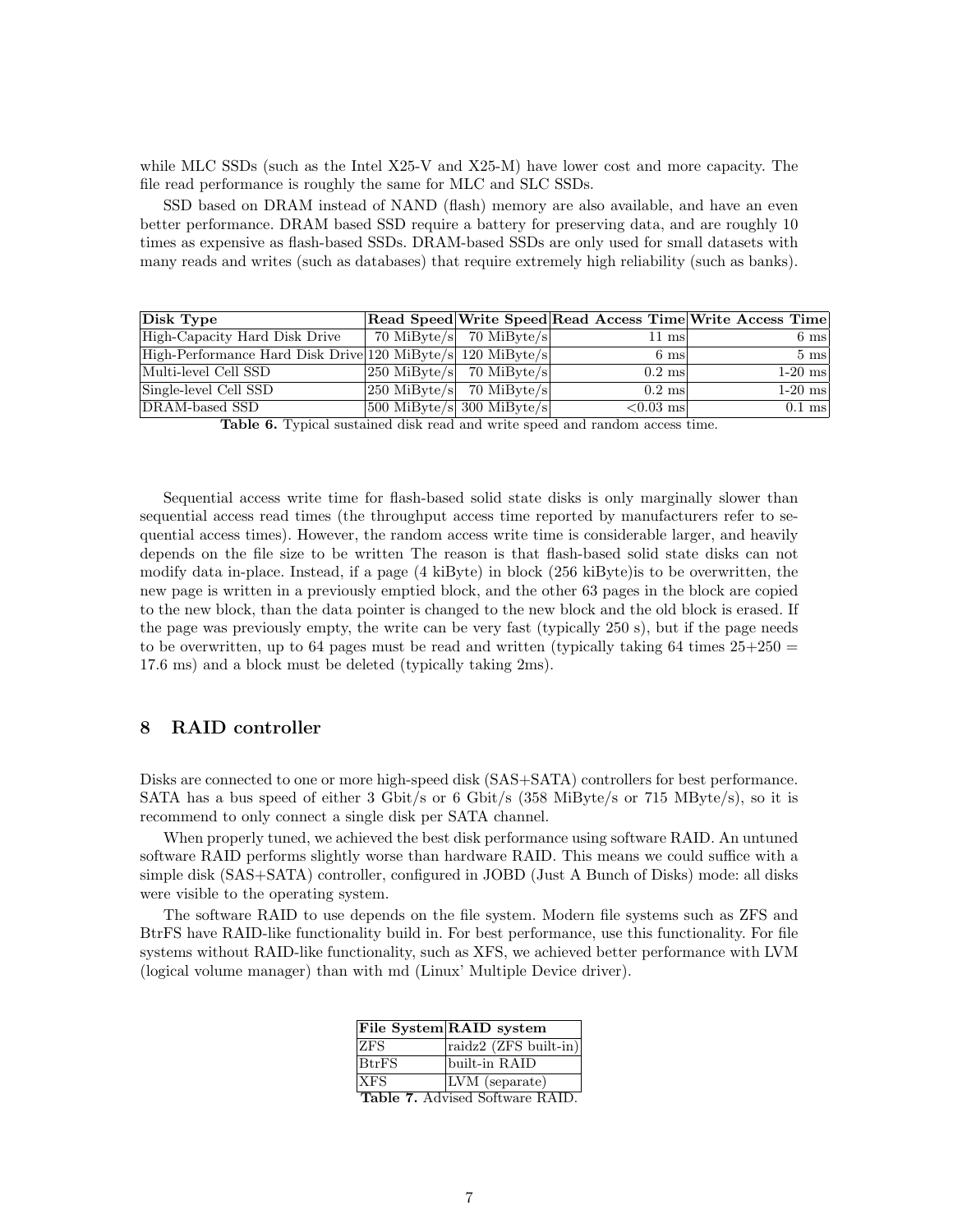while MLC SSDs (such as the Intel X25-V and X25-M) have lower cost and more capacity. The file read performance is roughly the same for MLC and SLC SSDs.

SSD based on DRAM instead of NAND (flash) memory are also available, and have an even better performance. DRAM based SSD require a battery for preserving data, and are roughly 10 times as expensive as flash-based SSDs. DRAM-based SSDs are only used for small datasets with many reads and writes (such as databases) that require extremely high reliability (such as banks).

| Disk Type | Read Speed | Write Speed | Read Access Time | Write Access Time |
|---|---|---|---|---|
| High-Capacity Hard Disk Drive | 70 MiByte/s | 70 MiByte/s | 11 ms | 6 ms |
| High-Performance Hard Disk Drive | 120 MiByte/s | 120 MiByte/s | 6 ms | 5 ms |
| Multi-level Cell SSD | 250 MiByte/s | 70 MiByte/s | 0.2 ms | 1-20 ms |
| Single-level Cell SSD | 250 MiByte/s | 70 MiByte/s | 0.2 ms | 1-20 ms |
| DRAM-based SSD | 500 MiByte/s | 300 MiByte/s | <0.03 ms | 0.1 ms |

**Table 6.** Typical sustained disk read and write speed and random access time.

Sequential access write time for flash-based solid state disks is only marginally slower than sequential access read times (the throughput access time reported by manufacturers refer to sequential access times). However, the random access write time is considerable larger, and heavily depends on the file size to be written The reason is that flash-based solid state disks can not modify data in-place. Instead, if a page (4 kiByte) in block (256 kiByte)is to be overwritten, the new page is written in a previously emptied block, and the other 63 pages in the block are copied to the new block, than the data pointer is changed to the new block and the old block is erased. If the page was previously empty, the write can be very fast (typically 250 s), but if the page needs to be overwritten, up to 64 pages must be read and written (typically taking 64 times 25+250 = 17.6 ms) and a block must be deleted (typically taking 2ms).

## 8 RAID controller

Disks are connected to one or more high-speed disk (SAS+SATA) controllers for best performance. SATA has a bus speed of either 3 Gbit/s or 6 Gbit/s (358 MiByte/s or 715 MByte/s), so it is recommend to only connect a single disk per SATA channel.

When properly tuned, we achieved the best disk performance using software RAID. An untuned software RAID performs slightly worse than hardware RAID. This means we could suffice with a simple disk (SAS+SATA) controller, configured in JOBD (Just A Bunch of Disks) mode: all disks were visible to the operating system.

The software RAID to use depends on the file system. Modern file systems such as ZFS and BtrFS have RAID-like functionality build in. For best performance, use this functionality. For file systems without RAID-like functionality, such as XFS, we achieved better performance with LVM (logical volume manager) than with md (Linux' Multiple Device driver).

| File System | RAID system |
|---|---|
| ZFS | raidz2 (ZFS built-in) |
| BtrFS | built-in RAID |
| XFS | LVM (separate) |

**Table 7.** Advised Software RAID.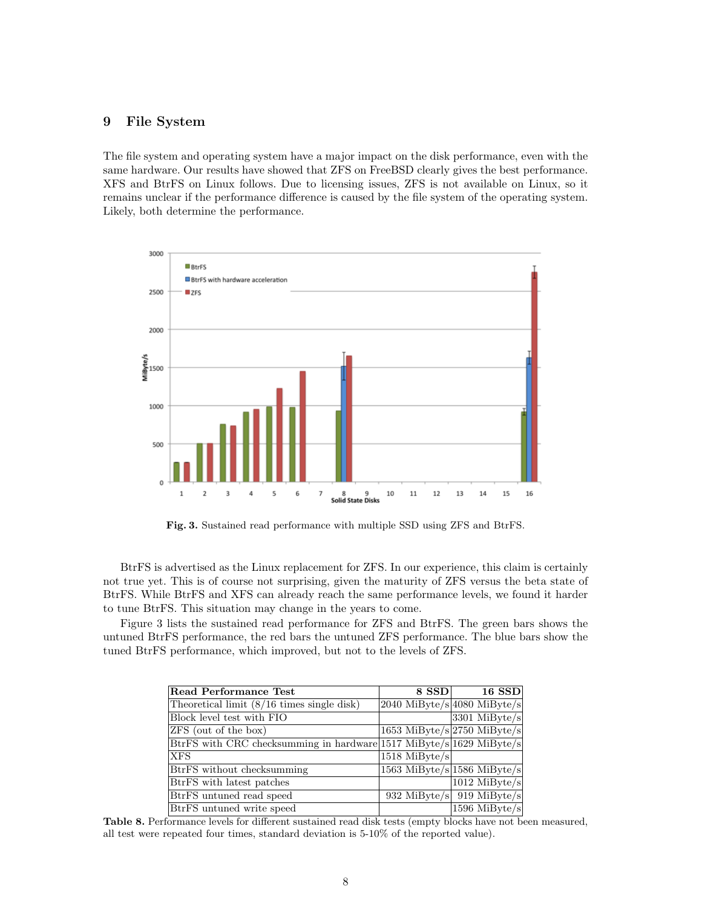## 9 File System

The file system and operating system have a major impact on the disk performance, even with the same hardware. Our results have showed that ZFS on FreeBSD clearly gives the best performance. XFS and BtrFS on Linux follows. Due to licensing issues, ZFS is not available on Linux, so it remains unclear if the performance difference is caused by the file system of the operating system. Likely, both determine the performance.

**Fig. 3.** Sustained read performance with multiple SSD using ZFS and BtrFS.

BtrFS is advertised as the Linux replacement for ZFS. In our experience, this claim is certainly not true yet. This is of course not surprising, given the maturity of ZFS versus the beta state of BtrFS. While BtrFS and XFS can already reach the same performance levels, we found it harder to tune BtrFS. This situation may change in the years to come.

Figure 3 lists the sustained read performance for ZFS and BtrFS. The green bars shows the untuned BtrFS performance, the red bars the untuned ZFS performance. The blue bars show the tuned BtrFS performance, which improved, but not to the levels of ZFS.

| Read Performance Test | 8 SSD | 16 SSD |
|---|---|---|
| Theoretical limit (8/16 times single disk) | 2040 MiByte/s | 4080 MiByte/s |
| Block level test with FIO | | 3301 MiByte/s |
| ZFS (out of the box) | 1653 MiByte/s | 2750 MiByte/s |
| BtrFS with CRC checksumming in hardware | 1517 MiByte/s | 1629 MiByte/s |
| XFS | 1518 MiByte/s | |
| BtrFS without checksumming | 1563 MiByte/s | 1586 MiByte/s |
| BtrFS with latest patches | | 1012 MiByte/s |
| BtrFS untuned read speed | 932 MiByte/s | 919 MiByte/s |
| BtrFS untuned write speed | | 1596 MiByte/s |

**Table 8.** Performance levels for different sustained read disk tests (empty blocks have not been measured, all test were repeated four times, standard deviation is 5-10% of the reported value).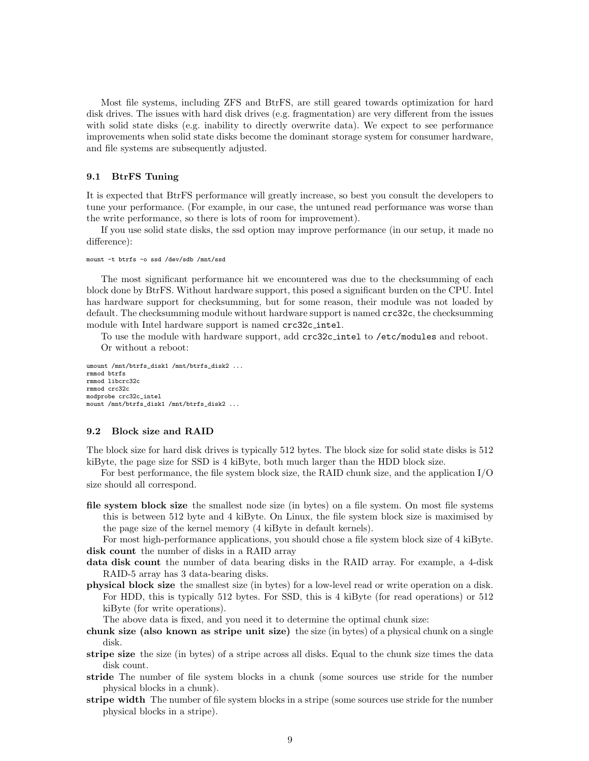Most file systems, including ZFS and BtrFS, are still geared towards optimization for hard disk drives. The issues with hard disk drives (e.g. fragmentation) are very different from the issues with solid state disks (e.g. inability to directly overwrite data). We expect to see performance improvements when solid state disks become the dominant storage system for consumer hardware, and file systems are subsequently adjusted.

### 9.1 BtrFS Tuning

It is expected that BtrFS performance will greatly increase, so best you consult the developers to tune your performance. (For example, in our case, the untuned read performance was worse than the write performance, so there is lots of room for improvement).

If you use solid state disks, the ssd option may improve performance (in our setup, it made no difference):

```
mount -t btrfs -o ssd /dev/sdb /mnt/ssd
```

The most significant performance hit we encountered was due to the checksumming of each block done by BtrFS. Without hardware support, this posed a significant burden on the CPU. Intel has hardware support for checksumming, but for some reason, their module was not loaded by default. The checksumming module without hardware support is named `crc32c`, the checksumming module with Intel hardware support is named `crc32c_intel`.

To use the module with hardware support, add `crc32c_intel` to `/etc/modules` and reboot.

Or without a reboot:

```
umount /mnt/btrfs_disk1 /mnt/btrfs_disk2 ...
rmmod btrfs
rmmod libcrc32c
rmmod crc32c
modprobe crc32c_intel
mount /mnt/btrfs_disk1 /mnt/btrfs_disk2 ...
```

### 9.2 Block size and RAID

The block size for hard disk drives is typically 512 bytes. The block size for solid state disks is 512 kiByte, the page size for SSD is 4 kiByte, both much larger than the HDD block size.

For best performance, the file system block size, the RAID chunk size, and the application I/O size should all correspond.

**file system block size** the smallest node size (in bytes) on a file system. On most file systems this is between 512 byte and 4 kiByte. On Linux, the file system block size is maximised by the page size of the kernel memory (4 kiByte in default kernels).

For most high-performance applications, you should chose a file system block size of 4 kiByte.

**disk count** the number of disks in a RAID array

**data disk count** the number of data bearing disks in the RAID array. For example, a 4-disk RAID-5 array has 3 data-bearing disks.

**physical block size** the smallest size (in bytes) for a low-level read or write operation on a disk. For HDD, this is typically 512 bytes. For SSD, this is 4 kiByte (for read operations) or 512 kiByte (for write operations).

The above data is fixed, and you need it to determine the optimal chunk size:

**chunk size (also known as stripe unit size)** the size (in bytes) of a physical chunk on a single disk.

**stripe size** the size (in bytes) of a stripe across all disks. Equal to the chunk size times the data disk count.

**stride** The number of file system blocks in a chunk (some sources use stride for the number physical blocks in a chunk).

**stripe width** The number of file system blocks in a stripe (some sources use stride for the number physical blocks in a stripe).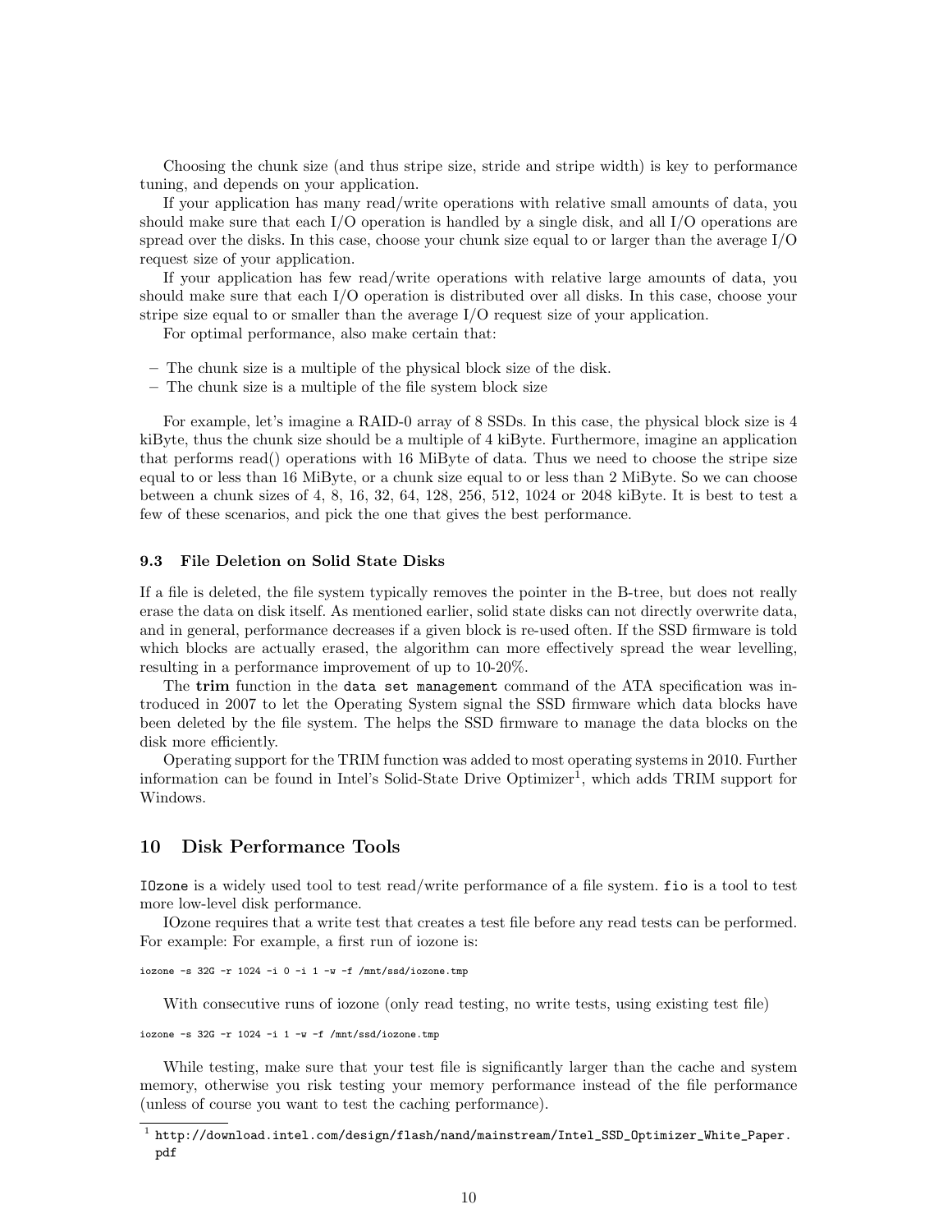Choosing the chunk size (and thus stripe size, stride and stripe width) is key to performance tuning, and depends on your application.

If your application has many read/write operations with relative small amounts of data, you should make sure that each I/O operation is handled by a single disk, and all I/O operations are spread over the disks. In this case, choose your chunk size equal to or larger than the average I/O request size of your application.

If your application has few read/write operations with relative large amounts of data, you should make sure that each I/O operation is distributed over all disks. In this case, choose your stripe size equal to or smaller than the average I/O request size of your application.

For optimal performance, also make certain that:

- The chunk size is a multiple of the physical block size of the disk.
- The chunk size is a multiple of the file system block size

For example, let's imagine a RAID-0 array of 8 SSDs. In this case, the physical block size is 4 kiByte, thus the chunk size should be a multiple of 4 kiByte. Furthermore, imagine an application that performs read() operations with 16 MiByte of data. Thus we need to choose the stripe size equal to or less than 16 MiByte, or a chunk size equal to or less than 2 MiByte. So we can choose between a chunk sizes of 4, 8, 16, 32, 64, 128, 256, 512, 1024 or 2048 kiByte. It is best to test a few of these scenarios, and pick the one that gives the best performance.

### 9.3 File Deletion on Solid State Disks

If a file is deleted, the file system typically removes the pointer in the B-tree, but does not really erase the data on disk itself. As mentioned earlier, solid state disks can not directly overwrite data, and in general, performance decreases if a given block is re-used often. If the SSD firmware is told which blocks are actually erased, the algorithm can more effectively spread the wear levelling, resulting in a performance improvement of up to 10-20%.

The **trim** function in the `data set management` command of the ATA specification was introduced in 2007 to let the Operating System signal the SSD firmware which data blocks have been deleted by the file system. The helps the SSD firmware to manage the data blocks on the disk more efficiently.

Operating support for the TRIM function was added to most operating systems in 2010. Further information can be found in Intel's Solid-State Drive Optimizer[1], which adds TRIM support for Windows.

## 10 Disk Performance Tools

`IOzone` is a widely used tool to test read/write performance of a file system. `fio` is a tool to test more low-level disk performance.

IOzone requires that a write test that creates a test file before any read tests can be performed. For example: For example, a first run of iozone is:

```
iozone -s 32G -r 1024 -i 0 -i 1 -w -f /mnt/ssd/iozone.tmp
```

With consecutive runs of iozone (only read testing, no write tests, using existing test file)

```
iozone -s 32G -r 1024 -i 1 -w -f /mnt/ssd/iozone.tmp
```

While testing, make sure that your test file is significantly larger than the cache and system memory, otherwise you risk testing your memory performance instead of the file performance (unless of course you want to test the caching performance).

[1] `http://download.intel.com/design/flash/nand/mainstream/Intel_SSD_Optimizer_White_Paper.pdf`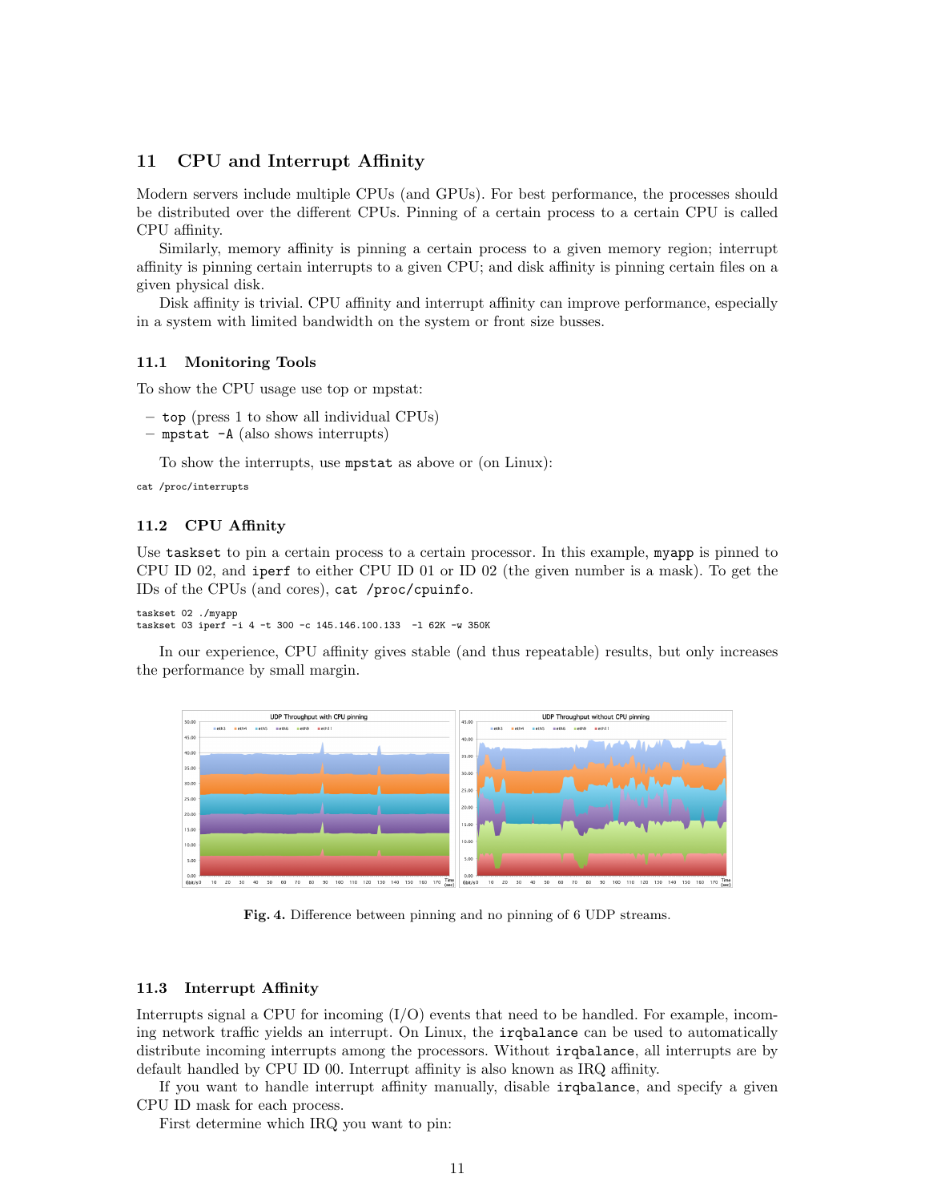## 11 CPU and Interrupt Affinity

Modern servers include multiple CPUs (and GPUs). For best performance, the processes should be distributed over the different CPUs. Pinning of a certain process to a certain CPU is called CPU affinity.

Similarly, memory affinity is pinning a certain process to a given memory region; interrupt affinity is pinning certain interrupts to a given CPU; and disk affinity is pinning certain files on a given physical disk.

Disk affinity is trivial. CPU affinity and interrupt affinity can improve performance, especially in a system with limited bandwidth on the system or front size busses.

### 11.1 Monitoring Tools

To show the CPU usage use top or mpstat:

- `top` (press 1 to show all individual CPUs)
- `mpstat -A` (also shows interrupts)

To show the interrupts, use `mpstat` as above or (on Linux):

```
cat /proc/interrupts
```

### 11.2 CPU Affinity

Use `taskset` to pin a certain process to a certain processor. In this example, `myapp` is pinned to CPU ID 02, and `iperf` to either CPU ID 01 or ID 02 (the given number is a mask). To get the IDs of the CPUs (and cores), `cat /proc/cpuinfo`.

```
taskset 02 ./myapp
taskset 03 iperf -i 4 -t 300 -c 145.146.100.133  -l 62K -w 350K
```

In our experience, CPU affinity gives stable (and thus repeatable) results, but only increases the performance by small margin.

**Fig. 4.** Difference between pinning and no pinning of 6 UDP streams.

### 11.3 Interrupt Affinity

Interrupts signal a CPU for incoming (I/O) events that need to be handled. For example, incoming network traffic yields an interrupt. On Linux, the `irqbalance` can be used to automatically distribute incoming interrupts among the processors. Without `irqbalance`, all interrupts are by default handled by CPU ID 00. Interrupt affinity is also known as IRQ affinity.

If you want to handle interrupt affinity manually, disable `irqbalance`, and specify a given CPU ID mask for each process.

First determine which IRQ you want to pin: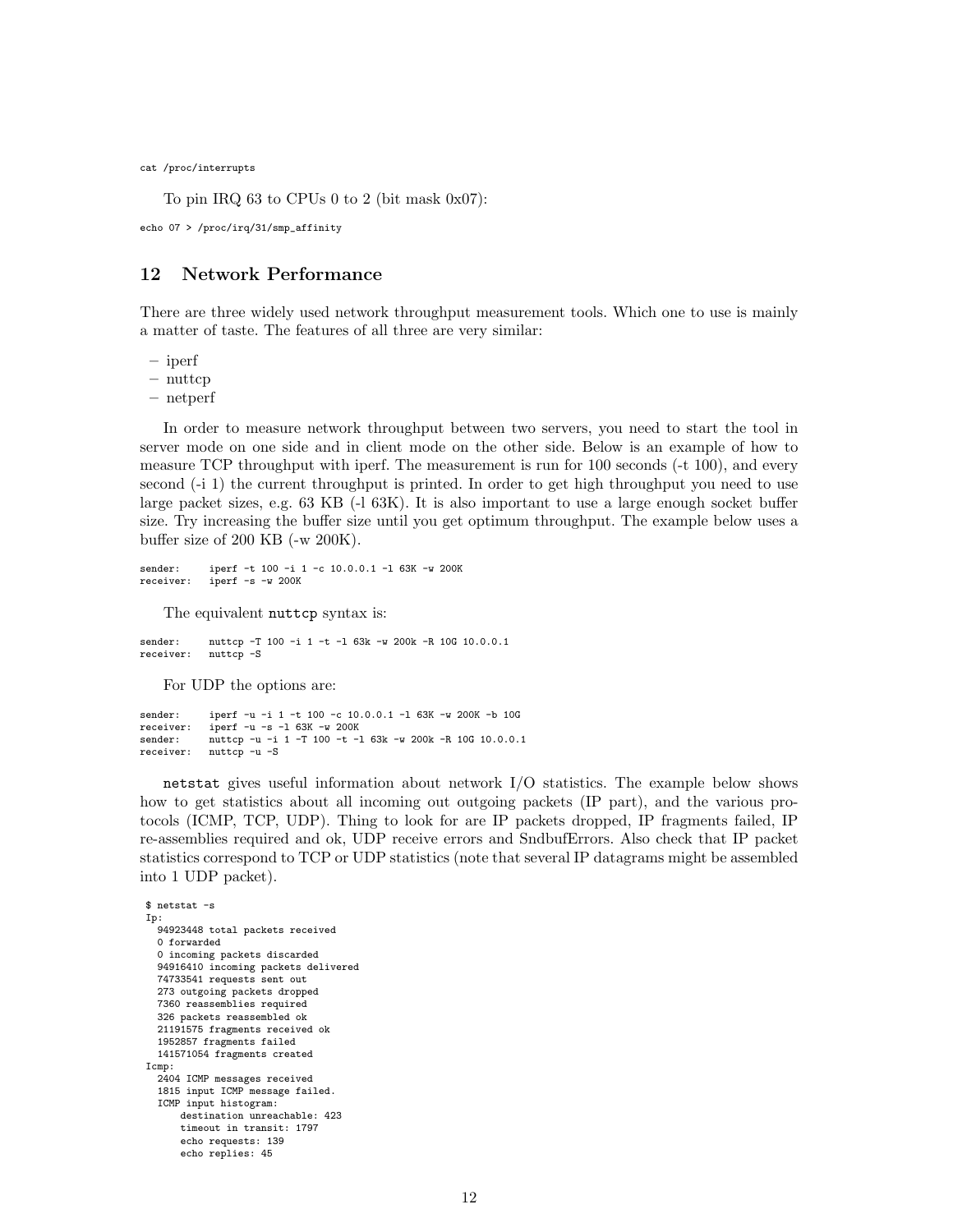```
cat /proc/interrupts
```

To pin IRQ 63 to CPUs 0 to 2 (bit mask 0x07):

```
echo 07 > /proc/irq/31/smp_affinity
```

## 12 Network Performance

There are three widely used network throughput measurement tools. Which one to use is mainly a matter of taste. The features of all three are very similar:

- iperf
- nuttcp
- netperf

In order to measure network throughput between two servers, you need to start the tool in server mode on one side and in client mode on the other side. Below is an example of how to measure TCP throughput with iperf. The measurement is run for 100 seconds (-t 100), and every second (-i 1) the current throughput is printed. In order to get high throughput you need to use large packet sizes, e.g. 63 KB (-l 63K). It is also important to use a large enough socket buffer size. Try increasing the buffer size until you get optimum throughput. The example below uses a buffer size of 200 KB (-w 200K).

```
sender:     iperf -t 100 -i 1 -c 10.0.0.1 -l 63K -w 200K
receiver:   iperf -s -w 200K
```

The equivalent `nuttcp` syntax is:

```
sender:     nuttcp -T 100 -i 1 -t -l 63k -w 200k -R 10G 10.0.0.1
receiver:   nuttcp -S
```

For UDP the options are:

```
sender:     iperf -u -i 1 -t 100 -c 10.0.0.1 -l 63K -w 200K -b 10G
receiver:   iperf -u -s -l 63K -w 200K
sender:     nuttcp -u -i 1 -T 100 -t -l 63k -w 200k -R 10G 10.0.0.1
receiver:   nuttcp -u -S
```

`netstat` gives useful information about network I/O statistics. The example below shows how to get statistics about all incoming out outgoing packets (IP part), and the various protocols (ICMP, TCP, UDP). Thing to look for are IP packets dropped, IP fragments failed, IP re-assemblies required and ok, UDP receive errors and SndbufErrors. Also check that IP packet statistics correspond to TCP or UDP statistics (note that several IP datagrams might be assembled into 1 UDP packet).

```
 $ netstat -s
 Ip:
   94923448 total packets received
   0 forwarded
   0 incoming packets discarded
   94916410 incoming packets delivered
   74733541 requests sent out
   273 outgoing packets dropped
   7360 reassemblies required
   326 packets reassembled ok
   21191575 fragments received ok
   1952857 fragments failed
   141571054 fragments created
 Icmp:
   2404 ICMP messages received
   1815 input ICMP message failed.
   ICMP input histogram:
       destination unreachable: 423
       timeout in transit: 1797
       echo requests: 139
       echo replies: 45
```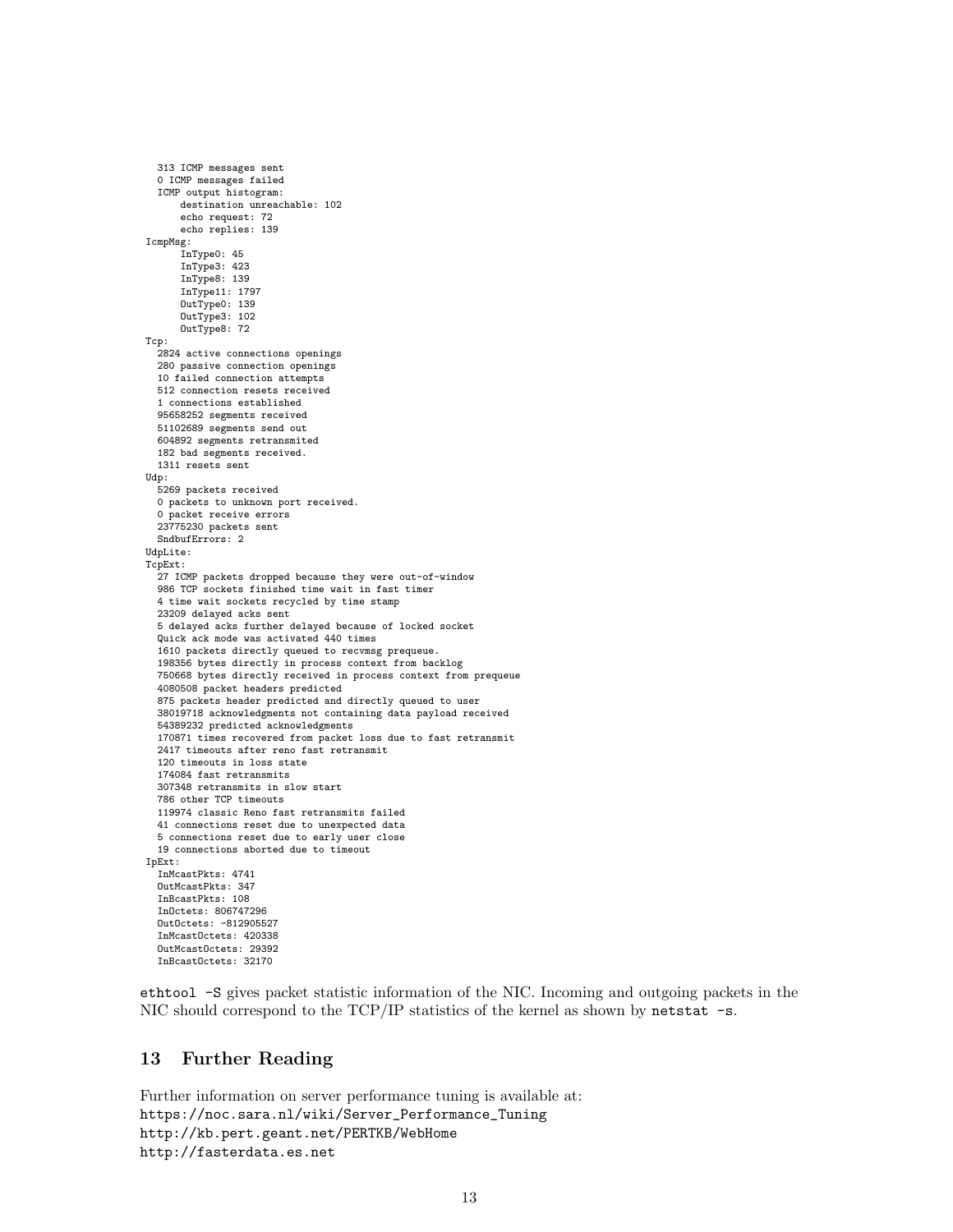```
    313 ICMP messages sent
    0 ICMP messages failed
    ICMP output histogram:
        destination unreachable: 102
        echo request: 72
        echo replies: 139
IcmpMsg:
        InType0: 45
        InType3: 423
        InType8: 139
        InType11: 1797
        OutType0: 139
        OutType3: 102
        OutType8: 72
Tcp:
    2824 active connections openings
    280 passive connection openings
    10 failed connection attempts
    512 connection resets received
    1 connections established
    95658252 segments received
    51102689 segments send out
    604892 segments retransmited
    182 bad segments received.
    1311 resets sent
Udp:
    5269 packets received
    0 packets to unknown port received.
    0 packet receive errors
    23775230 packets sent
    SndbufErrors: 2
UdpLite:
TcpExt:
    27 ICMP packets dropped because they were out-of-window
    986 TCP sockets finished time wait in fast timer
    4 time wait sockets recycled by time stamp
    23209 delayed acks sent
    5 delayed acks further delayed because of locked socket
    Quick ack mode was activated 440 times
    1610 packets directly queued to recvmsg prequeue.
    198356 bytes directly in process context from backlog
    750668 bytes directly received in process context from prequeue
    4080508 packet headers predicted
    875 packets header predicted and directly queued to user
    38019718 acknowledgments not containing data payload received
    54389232 predicted acknowledgments
    170871 times recovered from packet loss due to fast retransmit
    2417 timeouts after reno fast retransmit
    120 timeouts in loss state
    174084 fast retransmits
    307348 retransmits in slow start
    786 other TCP timeouts
    119974 classic Reno fast retransmits failed
    41 connections reset due to unexpected data
    5 connections reset due to early user close
    19 connections aborted due to timeout
IpExt:
    InMcastPkts: 4741
    OutMcastPkts: 347
    InBcastPkts: 108
    InOctets: 806747296
    OutOctets: -812905527
    InMcastOctets: 420338
    OutMcastOctets: 29392
    InBcastOctets: 32170
```

`ethtool -S` gives packet statistic information of the NIC. Incoming and outgoing packets in the NIC should correspond to the TCP/IP statistics of the kernel as shown by `netstat -s`.

## 13 Further Reading

Further information on server performance tuning is available at:
https://noc.sara.nl/wiki/Server_Performance_Tuning
http://kb.pert.geant.net/PERTKB/WebHome
http://fasterdata.es.net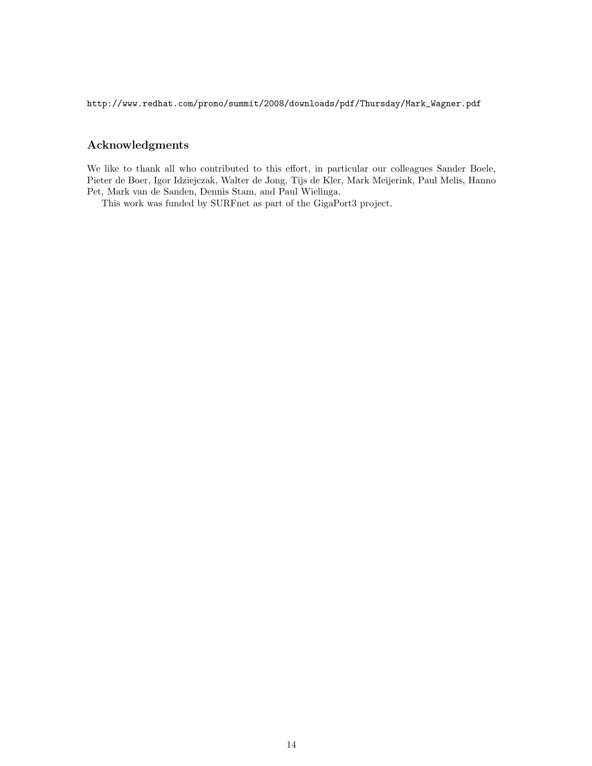http://www.redhat.com/promo/summit/2008/downloads/pdf/Thursday/Mark_Wagner.pdf

## Acknowledgments

We like to thank all who contributed to this effort, in particular our colleagues Sander Boele, Pieter de Boer, Igor Idziejczak, Walter de Jong, Tijs de Kler, Mark Meijerink, Paul Melis, Hanno Pet, Mark van de Sanden, Dennis Stam, and Paul Wielinga.

This work was funded by SURFnet as part of the GigaPort3 project.